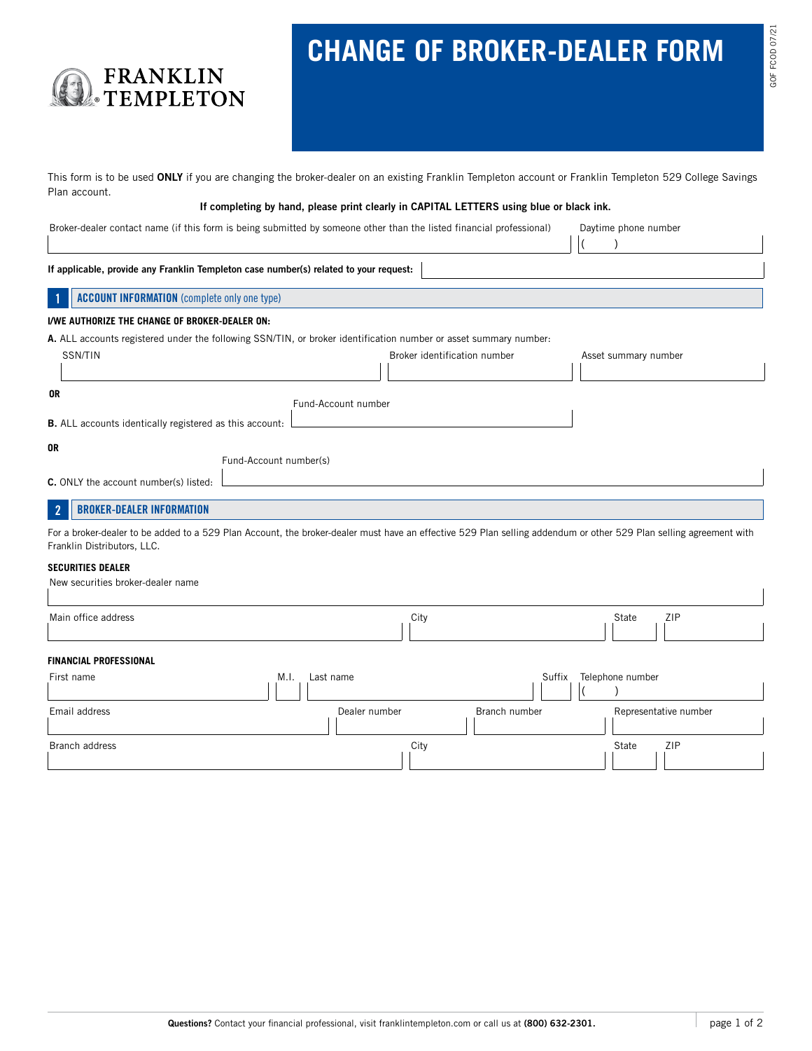# CHANGE OF BROKER-DEALER FORM

This form is to be used **ONLY** if you are changing the broker-dealer on an existing Franklin Templeton account or Franklin Templeton 529 College Savings Plan account.

**If completing by hand, please print clearly in CAPITAL LETTERS using blue or black ink.**

| Broker-dealer contact name (if this form is being submitted by someone other than the listed financial professional) | Daytime phone number |
|---|---|
| | (   ) |

**If applicable, provide any Franklin Templeton case number(s) related to your request:** ____________________

## 1 ACCOUNT INFORMATION (complete only one type)

**I/WE AUTHORIZE THE CHANGE OF BROKER-DEALER ON:**

**A.** ALL accounts registered under the following SSN/TIN, or broker identification number or asset summary number:

| SSN/TIN | Broker identification number | Asset summary number |
|---|---|---|
| | | |

**OR**

**B.** ALL accounts identically registered as this account: Fund-Account number ____________________

**OR**

**C.** ONLY the account number(s) listed: Fund-Account number(s) ____________________

## 2 BROKER-DEALER INFORMATION

For a broker-dealer to be added to a 529 Plan Account, the broker-dealer must have an effective 529 Plan selling addendum or other 529 Plan selling agreement with Franklin Distributors, LLC.

### SECURITIES DEALER

New securities broker-dealer name ____________________

| Main office address | City | State | ZIP |
|---|---|---|---|
| | | | |

### FINANCIAL PROFESSIONAL

| First name | M.I. | Last name | Suffix | Telephone number |
|---|---|---|---|---|
| | | | | (   ) |

| Email address | Dealer number | Branch number | Representative number |
|---|---|---|---|
| | | | |

| Branch address | City | State | ZIP |
|---|---|---|---|
| | | | |

**Questions?** Contact your financial professional, visit franklintempleton.com or call us at **(800) 632-2301.**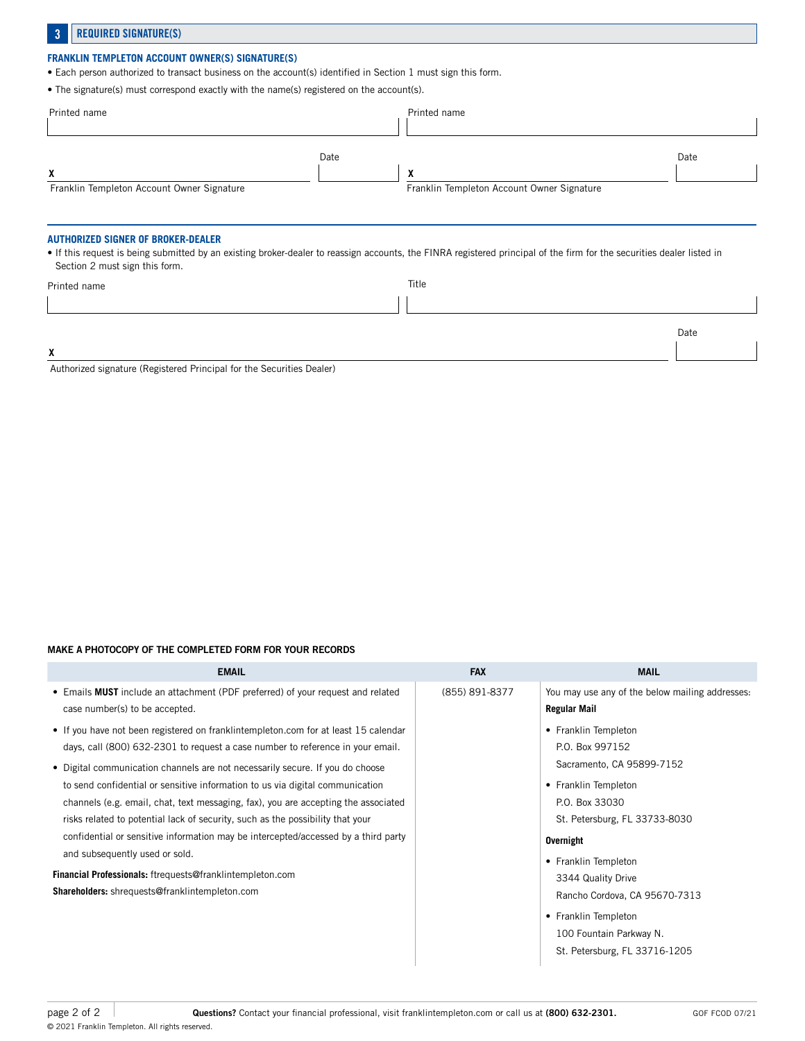## 3 REQUIRED SIGNATURE(S)

### FRANKLIN TEMPLETON ACCOUNT OWNER(S) SIGNATURE(S)

- Each person authorized to transact business on the account(s) identified in Section 1 must sign this form.
- The signature(s) must correspond exactly with the name(s) registered on the account(s).

Printed name

Printed name

X
Franklin Templeton Account Owner Signature

Date

X
Franklin Templeton Account Owner Signature

Date

### AUTHORIZED SIGNER OF BROKER-DEALER

- If this request is being submitted by an existing broker-dealer to reassign accounts, the FINRA registered principal of the firm for the securities dealer listed in Section 2 must sign this form.

Printed name

Title

X
Authorized signature (Registered Principal for the Securities Dealer)

Date

**MAKE A PHOTOCOPY OF THE COMPLETED FORM FOR YOUR RECORDS**

| EMAIL | FAX | MAIL |
|---|---|---|
| • Emails **MUST** include an attachment (PDF preferred) of your request and related case number(s) to be accepted.<br>• If you have not been registered on franklintempleton.com for at least 15 calendar days, call (800) 632-2301 to request a case number to reference in your email.<br>• Digital communication channels are not necessarily secure. If you do choose to send confidential or sensitive information to us via digital communication channels (e.g. email, chat, text messaging, fax), you are accepting the associated risks related to potential lack of security, such as the possibility that your confidential or sensitive information may be intercepted/accessed by a third party and subsequently used or sold.<br>**Financial Professionals:** ftrequests@franklintempleton.com<br>**Shareholders:** shrequests@franklintempleton.com | (855) 891-8377 | You may use any of the below mailing addresses:<br>**Regular Mail**<br>• Franklin Templeton<br>P.O. Box 997152<br>Sacramento, CA 95899-7152<br>• Franklin Templeton<br>P.O. Box 33030<br>St. Petersburg, FL 33733-8030<br>**Overnight**<br>• Franklin Templeton<br>3344 Quality Drive<br>Rancho Cordova, CA 95670-7313<br>• Franklin Templeton<br>100 Fountain Parkway N.<br>St. Petersburg, FL 33716-1205 |

**Questions?** Contact your financial professional, visit franklintempleton.com or call us at **(800) 632-2301.**

GOF FCOD 07/21

© 2021 Franklin Templeton. All rights reserved.